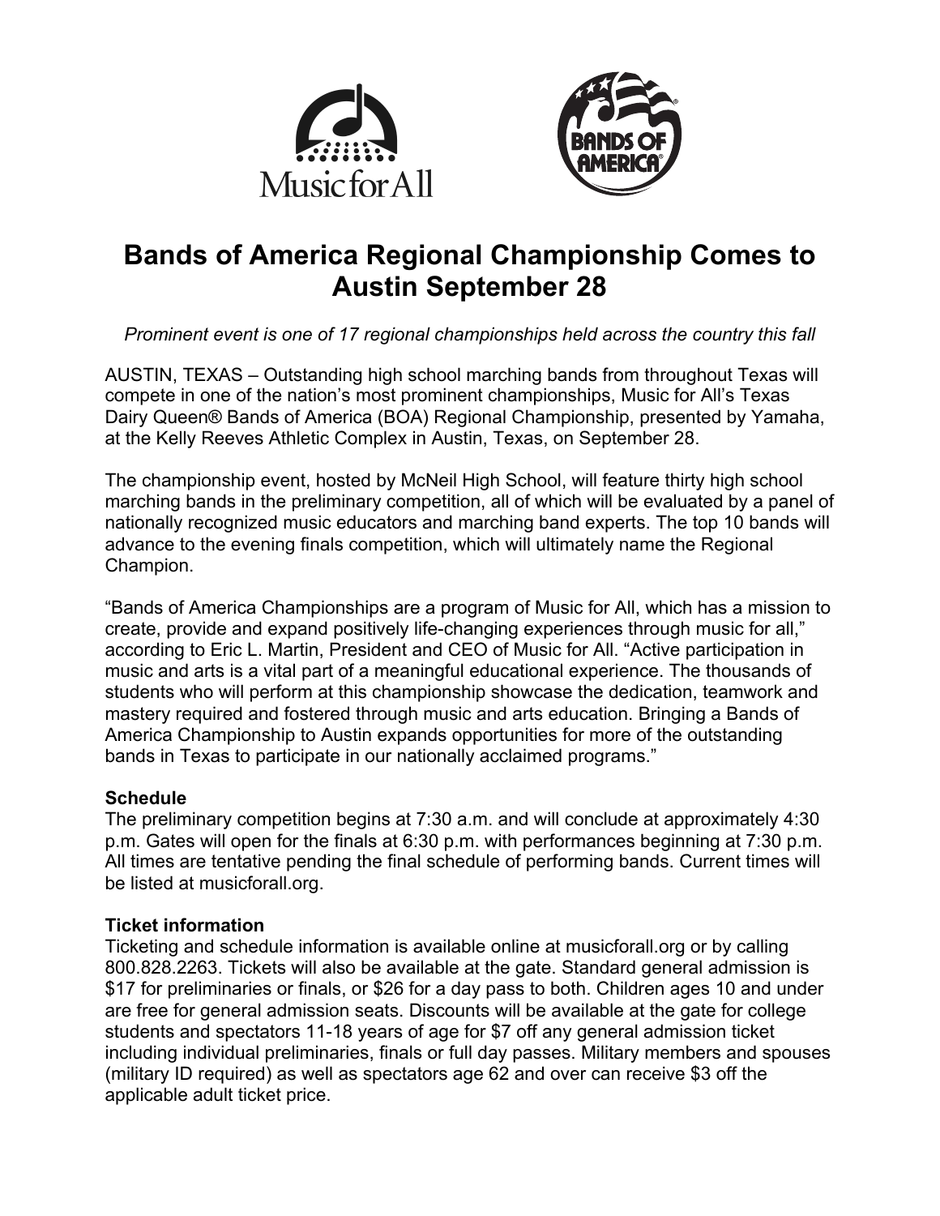# Bands of America Regional Championship Comes to Austin September 28

*Prominent event is one of 17 regional championships held across the country this fall*

AUSTIN, TEXAS – Outstanding high school marching bands from throughout Texas will compete in one of the nation's most prominent championships, Music for All's Texas Dairy Queen® Bands of America (BOA) Regional Championship, presented by Yamaha, at the Kelly Reeves Athletic Complex in Austin, Texas, on September 28.

The championship event, hosted by McNeil High School, will feature thirty high school marching bands in the preliminary competition, all of which will be evaluated by a panel of nationally recognized music educators and marching band experts. The top 10 bands will advance to the evening finals competition, which will ultimately name the Regional Champion.

"Bands of America Championships are a program of Music for All, which has a mission to create, provide and expand positively life-changing experiences through music for all," according to Eric L. Martin, President and CEO of Music for All. "Active participation in music and arts is a vital part of a meaningful educational experience. The thousands of students who will perform at this championship showcase the dedication, teamwork and mastery required and fostered through music and arts education. Bringing a Bands of America Championship to Austin expands opportunities for more of the outstanding bands in Texas to participate in our nationally acclaimed programs."

**Schedule**

The preliminary competition begins at 7:30 a.m. and will conclude at approximately 4:30 p.m. Gates will open for the finals at 6:30 p.m. with performances beginning at 7:30 p.m. All times are tentative pending the final schedule of performing bands. Current times will be listed at musicforall.org.

**Ticket information**

Ticketing and schedule information is available online at musicforall.org or by calling 800.828.2263. Tickets will also be available at the gate. Standard general admission is $17 for preliminaries or finals, or $26 for a day pass to both. Children ages 10 and under are free for general admission seats. Discounts will be available at the gate for college students and spectators 11-18 years of age for $7 off any general admission ticket including individual preliminaries, finals or full day passes. Military members and spouses (military ID required) as well as spectators age 62 and over can receive $3 off the applicable adult ticket price.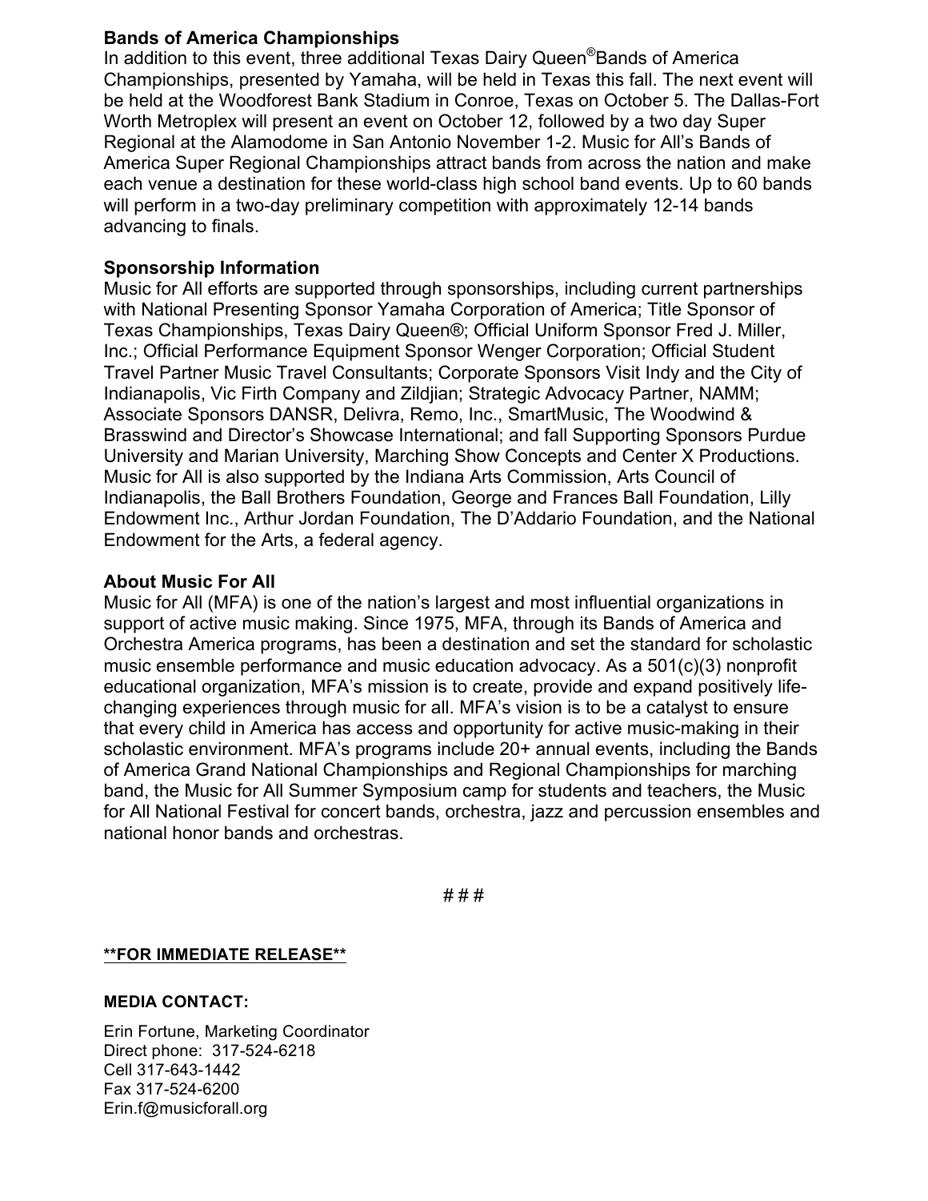**Bands of America Championships**

In addition to this event, three additional Texas Dairy Queen® Bands of America Championships, presented by Yamaha, will be held in Texas this fall. The next event will be held at the Woodforest Bank Stadium in Conroe, Texas on October 5. The Dallas-Fort Worth Metroplex will present an event on October 12, followed by a two day Super Regional at the Alamodome in San Antonio November 1-2. Music for All's Bands of America Super Regional Championships attract bands from across the nation and make each venue a destination for these world-class high school band events. Up to 60 bands will perform in a two-day preliminary competition with approximately 12-14 bands advancing to finals.

**Sponsorship Information**

Music for All efforts are supported through sponsorships, including current partnerships with National Presenting Sponsor Yamaha Corporation of America; Title Sponsor of Texas Championships, Texas Dairy Queen®; Official Uniform Sponsor Fred J. Miller, Inc.; Official Performance Equipment Sponsor Wenger Corporation; Official Student Travel Partner Music Travel Consultants; Corporate Sponsors Visit Indy and the City of Indianapolis, Vic Firth Company and Zildjian; Strategic Advocacy Partner, NAMM; Associate Sponsors DANSR, Delivra, Remo, Inc., SmartMusic, The Woodwind & Brasswind and Director's Showcase International; and fall Supporting Sponsors Purdue University and Marian University, Marching Show Concepts and Center X Productions. Music for All is also supported by the Indiana Arts Commission, Arts Council of Indianapolis, the Ball Brothers Foundation, George and Frances Ball Foundation, Lilly Endowment Inc., Arthur Jordan Foundation, The D'Addario Foundation, and the National Endowment for the Arts, a federal agency.

**About Music For All**

Music for All (MFA) is one of the nation's largest and most influential organizations in support of active music making. Since 1975, MFA, through its Bands of America and Orchestra America programs, has been a destination and set the standard for scholastic music ensemble performance and music education advocacy. As a 501(c)(3) nonprofit educational organization, MFA's mission is to create, provide and expand positively life-changing experiences through music for all. MFA's vision is to be a catalyst to ensure that every child in America has access and opportunity for active music-making in their scholastic environment. MFA's programs include 20+ annual events, including the Bands of America Grand National Championships and Regional Championships for marching band, the Music for All Summer Symposium camp for students and teachers, the Music for All National Festival for concert bands, orchestra, jazz and percussion ensembles and national honor bands and orchestras.

# # #

**\*\*FOR IMMEDIATE RELEASE\*\***

**MEDIA CONTACT:**

Erin Fortune, Marketing Coordinator
Direct phone: 317-524-6218
Cell 317-643-1442
Fax 317-524-6200
Erin.f@musicforall.org